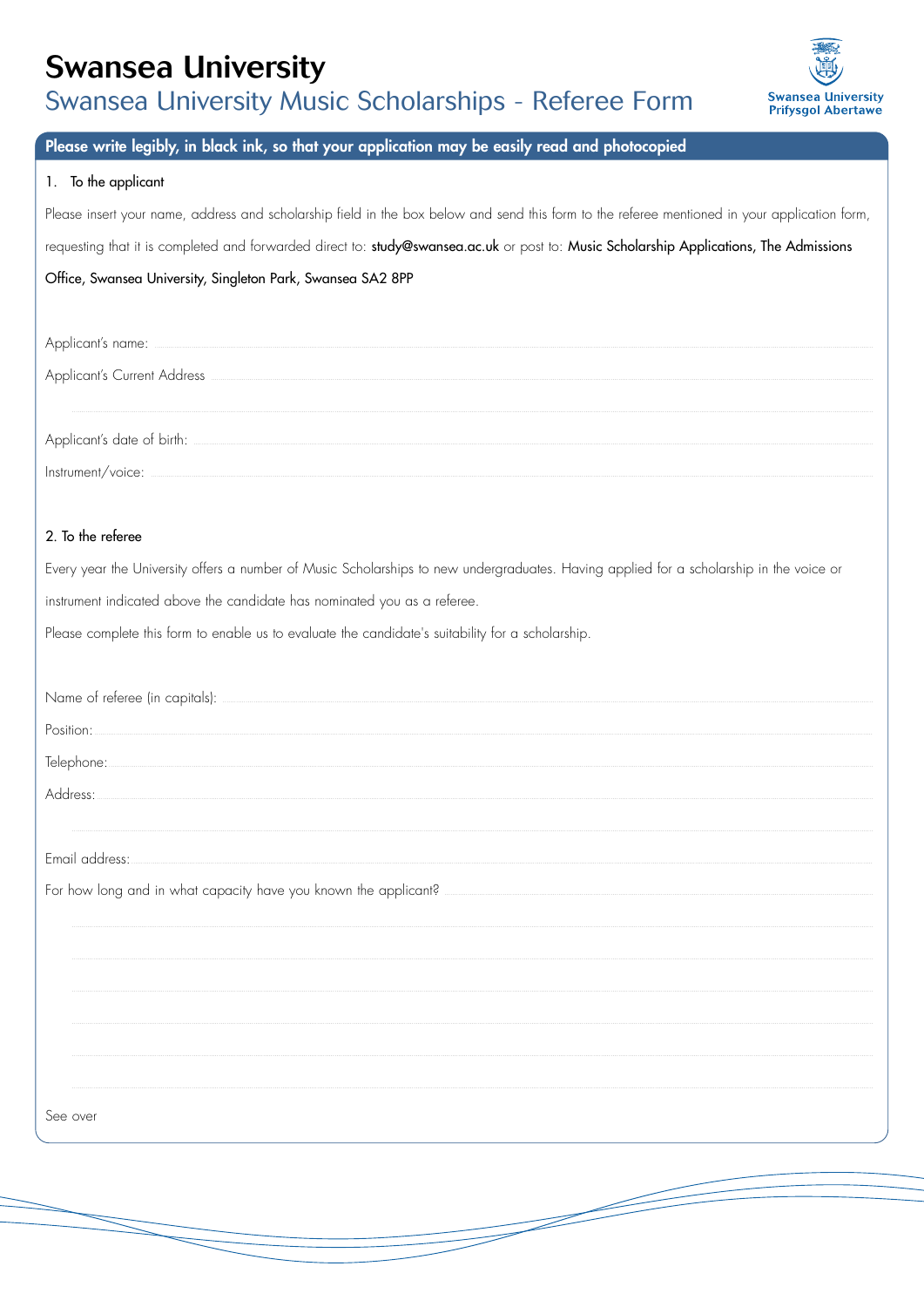# Swansea University

## Swansea University Music Scholarships - Referee Form

Swansea University
Prifysgol Abertawe

**Please write legibly, in black ink, so that your application may be easily read and photocopied**

1. To the applicant

Please insert your name, address and scholarship field in the box below and send this form to the referee mentioned in your application form, requesting that it is completed and forwarded direct to: study@swansea.ac.uk or post to: Music Scholarship Applications, The Admissions Office, Swansea University, Singleton Park, Swansea SA2 8PP

Applicant's name: ..............................................................................................................

Applicant's Current Address ..............................................................................................................

..............................................................................................................

Applicant's date of birth: ..............................................................................................................

Instrument/voice: ..............................................................................................................

2. To the referee

Every year the University offers a number of Music Scholarships to new undergraduates. Having applied for a scholarship in the voice or instrument indicated above the candidate has nominated you as a referee.

Please complete this form to enable us to evaluate the candidate's suitability for a scholarship.

Name of referee (in capitals): ..............................................................................................................

Position: ..............................................................................................................

Telephone: ..............................................................................................................

Address: ..............................................................................................................

..............................................................................................................

Email address: ..............................................................................................................

For how long and in what capacity have you known the applicant? ..............................................................................................................

..............................................................................................................

..............................................................................................................

..............................................................................................................

..............................................................................................................

..............................................................................................................

..............................................................................................................

See over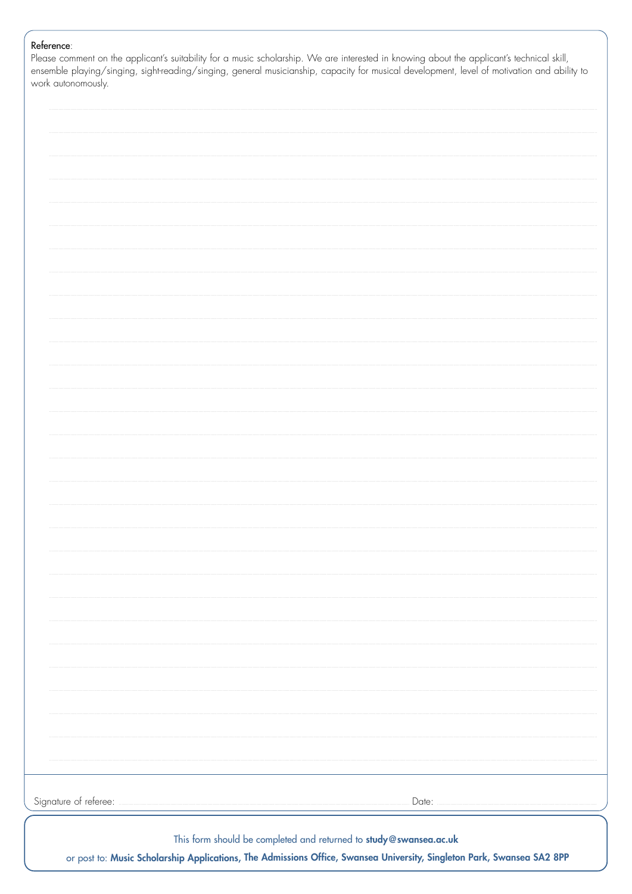**Reference**:

Please comment on the applicant's suitability for a music scholarship. We are interested in knowing about the applicant's technical skill, ensemble playing/singing, sight-reading/singing, general musicianship, capacity for musical development, level of motivation and ability to work autonomously.

Signature of referee: .................................................................................... Date: ..............................................

This form should be completed and returned to **study@swansea.ac.uk**

or post to: **Music Scholarship Applications, The Admissions Office, Swansea University, Singleton Park, Swansea SA2 8PP**